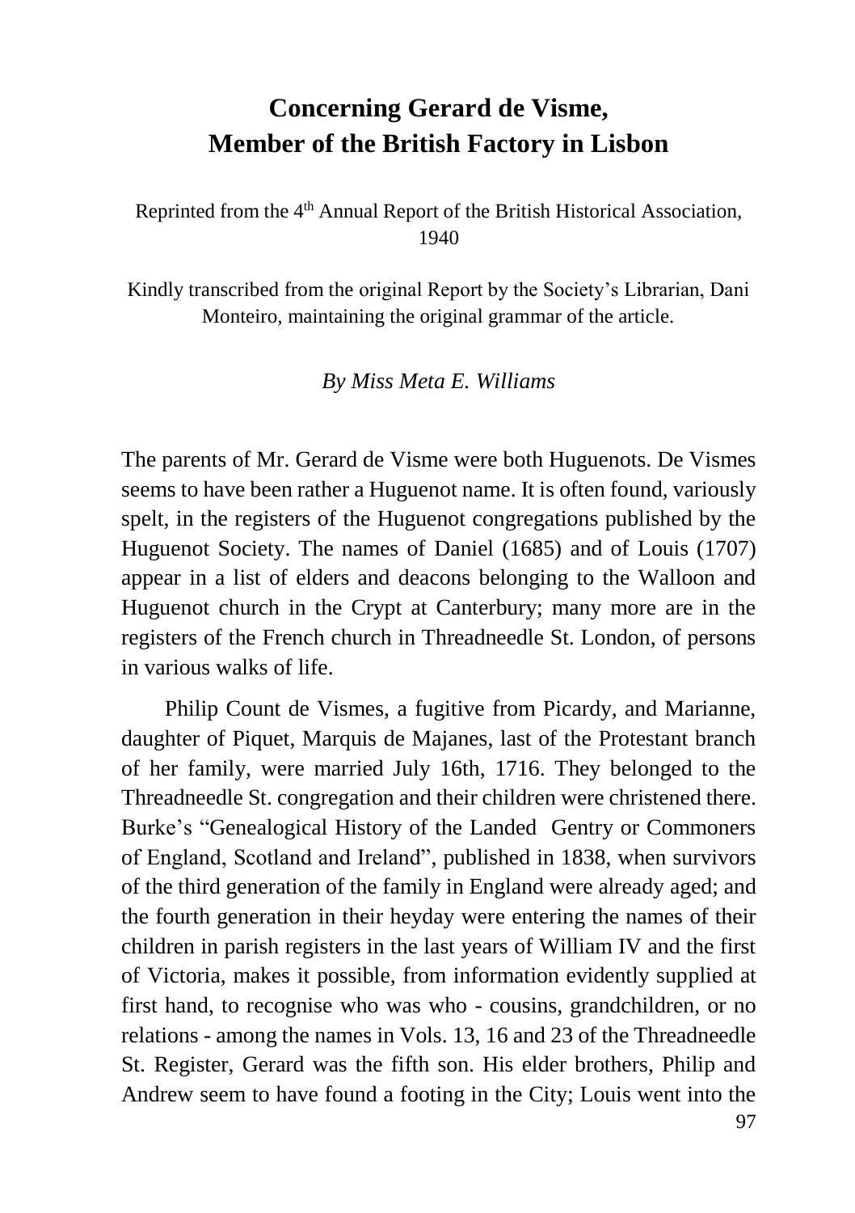# Concerning Gerard de Visme, Member of the British Factory in Lisbon

Reprinted from the 4th Annual Report of the British Historical Association, 1940

Kindly transcribed from the original Report by the Society's Librarian, Dani Monteiro, maintaining the original grammar of the article.

*By Miss Meta E. Williams*

The parents of Mr. Gerard de Visme were both Huguenots. De Vismes seems to have been rather a Huguenot name. It is often found, variously spelt, in the registers of the Huguenot congregations published by the Huguenot Society. The names of Daniel (1685) and of Louis (1707) appear in a list of elders and deacons belonging to the Walloon and Huguenot church in the Crypt at Canterbury; many more are in the registers of the French church in Threadneedle St. London, of persons in various walks of life.

Philip Count de Vismes, a fugitive from Picardy, and Marianne, daughter of Piquet, Marquis de Majanes, last of the Protestant branch of her family, were married July 16th, 1716. They belonged to the Threadneedle St. congregation and their children were christened there. Burke's "Genealogical History of the Landed Gentry or Commoners of England, Scotland and Ireland", published in 1838, when survivors of the third generation of the family in England were already aged; and the fourth generation in their heyday were entering the names of their children in parish registers in the last years of William IV and the first of Victoria, makes it possible, from information evidently supplied at first hand, to recognise who was who - cousins, grandchildren, or no relations - among the names in Vols. 13, 16 and 23 of the Threadneedle St. Register, Gerard was the fifth son. His elder brothers, Philip and Andrew seem to have found a footing in the City; Louis went into the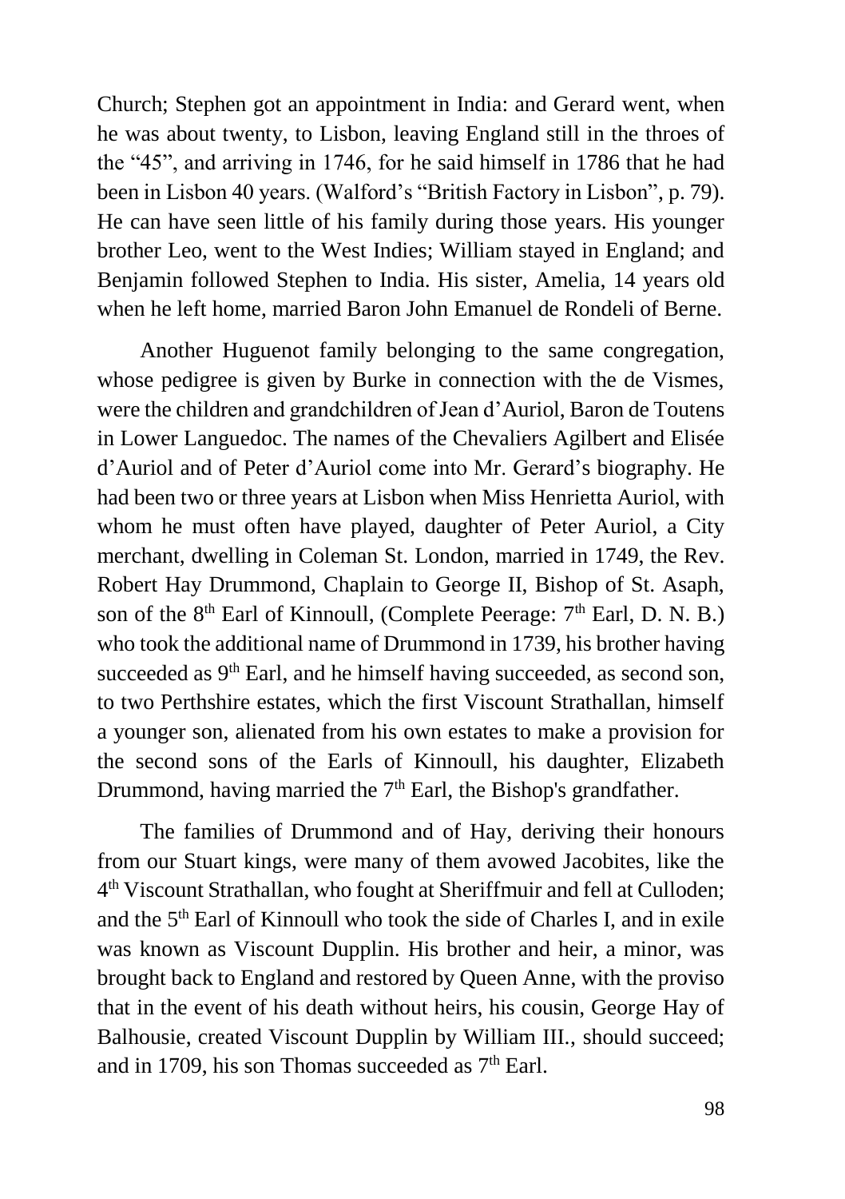Church; Stephen got an appointment in India: and Gerard went, when he was about twenty, to Lisbon, leaving England still in the throes of the "45", and arriving in 1746, for he said himself in 1786 that he had been in Lisbon 40 years. (Walford's "British Factory in Lisbon", p. 79). He can have seen little of his family during those years. His younger brother Leo, went to the West Indies; William stayed in England; and Benjamin followed Stephen to India. His sister, Amelia, 14 years old when he left home, married Baron John Emanuel de Rondeli of Berne.

Another Huguenot family belonging to the same congregation, whose pedigree is given by Burke in connection with the de Vismes, were the children and grandchildren of Jean d'Auriol, Baron de Toutens in Lower Languedoc. The names of the Chevaliers Agilbert and Elisée d'Auriol and of Peter d'Auriol come into Mr. Gerard's biography. He had been two or three years at Lisbon when Miss Henrietta Auriol, with whom he must often have played, daughter of Peter Auriol, a City merchant, dwelling in Coleman St. London, married in 1749, the Rev. Robert Hay Drummond, Chaplain to George II, Bishop of St. Asaph, son of the 8th Earl of Kinnoull, (Complete Peerage: 7th Earl, D. N. B.) who took the additional name of Drummond in 1739, his brother having succeeded as 9th Earl, and he himself having succeeded, as second son, to two Perthshire estates, which the first Viscount Strathallan, himself a younger son, alienated from his own estates to make a provision for the second sons of the Earls of Kinnoull, his daughter, Elizabeth Drummond, having married the 7th Earl, the Bishop's grandfather.

The families of Drummond and of Hay, deriving their honours from our Stuart kings, were many of them avowed Jacobites, like the 4th Viscount Strathallan, who fought at Sheriffmuir and fell at Culloden; and the 5th Earl of Kinnoull who took the side of Charles I, and in exile was known as Viscount Dupplin. His brother and heir, a minor, was brought back to England and restored by Queen Anne, with the proviso that in the event of his death without heirs, his cousin, George Hay of Balhousie, created Viscount Dupplin by William III., should succeed; and in 1709, his son Thomas succeeded as 7th Earl.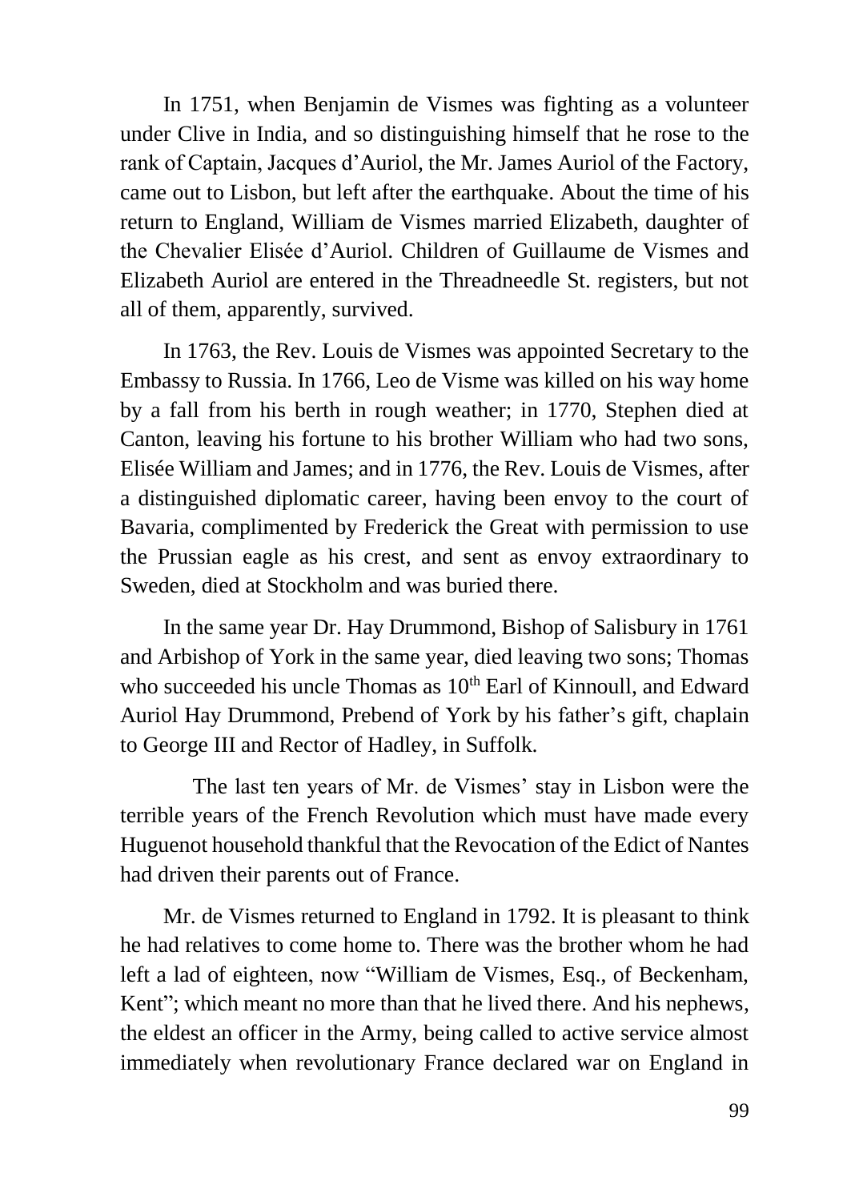In 1751, when Benjamin de Vismes was fighting as a volunteer under Clive in India, and so distinguishing himself that he rose to the rank of Captain, Jacques d'Auriol, the Mr. James Auriol of the Factory, came out to Lisbon, but left after the earthquake. About the time of his return to England, William de Vismes married Elizabeth, daughter of the Chevalier Elisée d'Auriol. Children of Guillaume de Vismes and Elizabeth Auriol are entered in the Threadneedle St. registers, but not all of them, apparently, survived.

In 1763, the Rev. Louis de Vismes was appointed Secretary to the Embassy to Russia. In 1766, Leo de Visme was killed on his way home by a fall from his berth in rough weather; in 1770, Stephen died at Canton, leaving his fortune to his brother William who had two sons, Elisée William and James; and in 1776, the Rev. Louis de Vismes, after a distinguished diplomatic career, having been envoy to the court of Bavaria, complimented by Frederick the Great with permission to use the Prussian eagle as his crest, and sent as envoy extraordinary to Sweden, died at Stockholm and was buried there.

In the same year Dr. Hay Drummond, Bishop of Salisbury in 1761 and Arbishop of York in the same year, died leaving two sons; Thomas who succeeded his uncle Thomas as 10th Earl of Kinnoull, and Edward Auriol Hay Drummond, Prebend of York by his father's gift, chaplain to George III and Rector of Hadley, in Suffolk.

The last ten years of Mr. de Vismes' stay in Lisbon were the terrible years of the French Revolution which must have made every Huguenot household thankful that the Revocation of the Edict of Nantes had driven their parents out of France.

Mr. de Vismes returned to England in 1792. It is pleasant to think he had relatives to come home to. There was the brother whom he had left a lad of eighteen, now "William de Vismes, Esq., of Beckenham, Kent"; which meant no more than that he lived there. And his nephews, the eldest an officer in the Army, being called to active service almost immediately when revolutionary France declared war on England in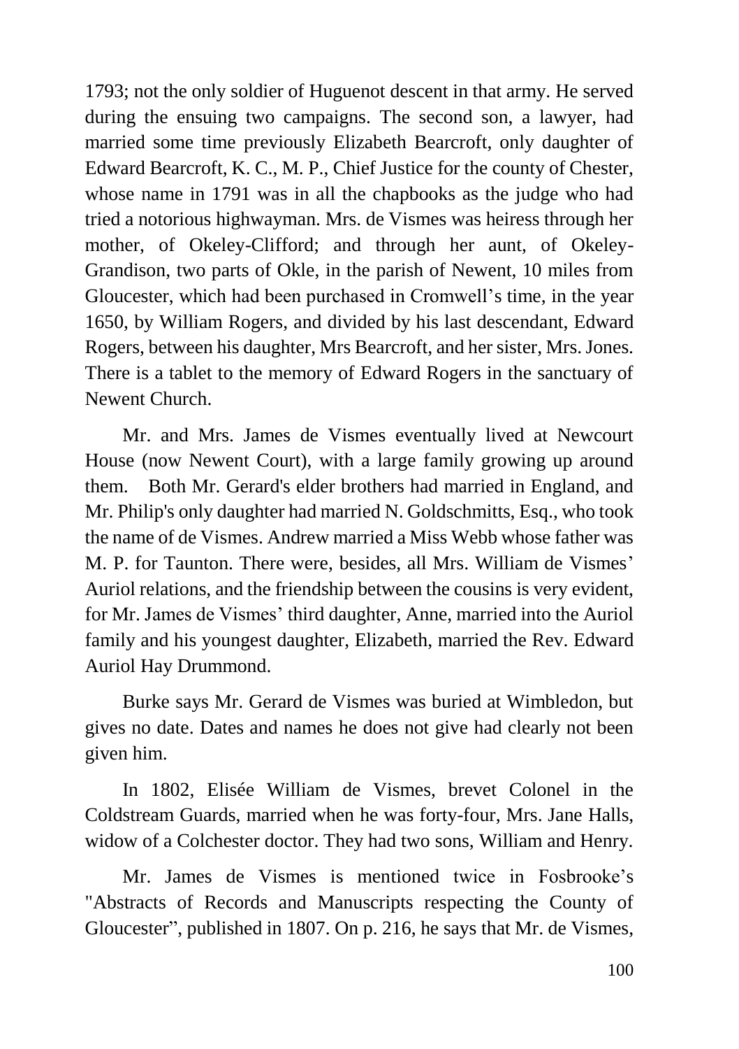1793; not the only soldier of Huguenot descent in that army. He served during the ensuing two campaigns. The second son, a lawyer, had married some time previously Elizabeth Bearcroft, only daughter of Edward Bearcroft, K. C., M. P., Chief Justice for the county of Chester, whose name in 1791 was in all the chapbooks as the judge who had tried a notorious highwayman. Mrs. de Vismes was heiress through her mother, of Okeley-Clifford; and through her aunt, of Okeley-Grandison, two parts of Okle, in the parish of Newent, 10 miles from Gloucester, which had been purchased in Cromwell's time, in the year 1650, by William Rogers, and divided by his last descendant, Edward Rogers, between his daughter, Mrs Bearcroft, and her sister, Mrs. Jones. There is a tablet to the memory of Edward Rogers in the sanctuary of Newent Church.

Mr. and Mrs. James de Vismes eventually lived at Newcourt House (now Newent Court), with a large family growing up around them. Both Mr. Gerard's elder brothers had married in England, and Mr. Philip's only daughter had married N. Goldschmitts, Esq., who took the name of de Vismes. Andrew married a Miss Webb whose father was M. P. for Taunton. There were, besides, all Mrs. William de Vismes' Auriol relations, and the friendship between the cousins is very evident, for Mr. James de Vismes' third daughter, Anne, married into the Auriol family and his youngest daughter, Elizabeth, married the Rev. Edward Auriol Hay Drummond.

Burke says Mr. Gerard de Vismes was buried at Wimbledon, but gives no date. Dates and names he does not give had clearly not been given him.

In 1802, Elisée William de Vismes, brevet Colonel in the Coldstream Guards, married when he was forty-four, Mrs. Jane Halls, widow of a Colchester doctor. They had two sons, William and Henry.

Mr. James de Vismes is mentioned twice in Fosbrooke's "Abstracts of Records and Manuscripts respecting the County of Gloucester", published in 1807. On p. 216, he says that Mr. de Vismes,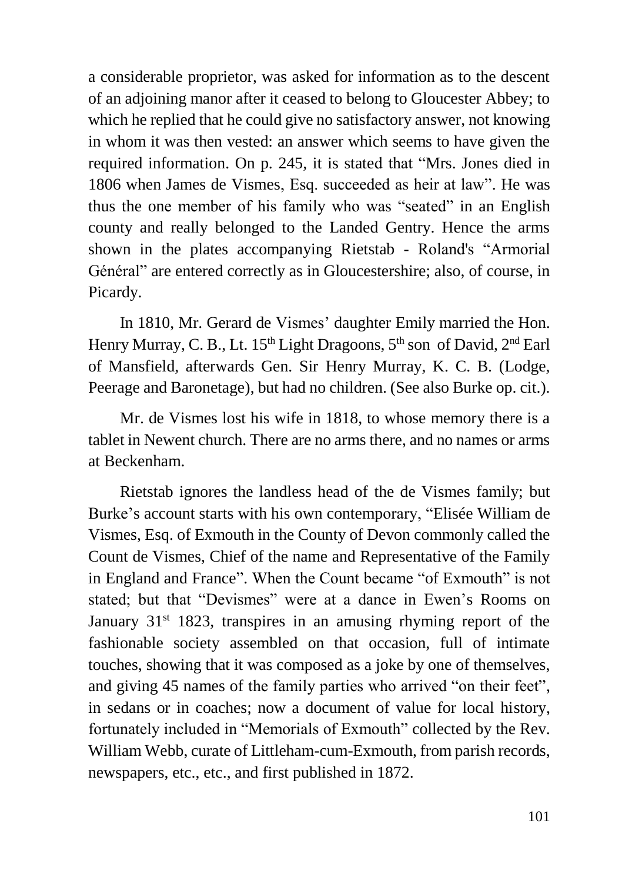a considerable proprietor, was asked for information as to the descent of an adjoining manor after it ceased to belong to Gloucester Abbey; to which he replied that he could give no satisfactory answer, not knowing in whom it was then vested: an answer which seems to have given the required information. On p. 245, it is stated that "Mrs. Jones died in 1806 when James de Vismes, Esq. succeeded as heir at law". He was thus the one member of his family who was "seated" in an English county and really belonged to the Landed Gentry. Hence the arms shown in the plates accompanying Rietstab - Roland's "Armorial Général" are entered correctly as in Gloucestershire; also, of course, in Picardy.

In 1810, Mr. Gerard de Vismes' daughter Emily married the Hon. Henry Murray, C. B., Lt. 15th Light Dragoons, 5th son of David, 2nd Earl of Mansfield, afterwards Gen. Sir Henry Murray, K. C. B. (Lodge, Peerage and Baronetage), but had no children. (See also Burke op. cit.).

Mr. de Vismes lost his wife in 1818, to whose memory there is a tablet in Newent church. There are no arms there, and no names or arms at Beckenham.

Rietstab ignores the landless head of the de Vismes family; but Burke's account starts with his own contemporary, "Elisée William de Vismes, Esq. of Exmouth in the County of Devon commonly called the Count de Vismes, Chief of the name and Representative of the Family in England and France". When the Count became "of Exmouth" is not stated; but that "Devismes" were at a dance in Ewen's Rooms on January 31st 1823, transpires in an amusing rhyming report of the fashionable society assembled on that occasion, full of intimate touches, showing that it was composed as a joke by one of themselves, and giving 45 names of the family parties who arrived "on their feet", in sedans or in coaches; now a document of value for local history, fortunately included in "Memorials of Exmouth" collected by the Rev. William Webb, curate of Littleham-cum-Exmouth, from parish records, newspapers, etc., etc., and first published in 1872.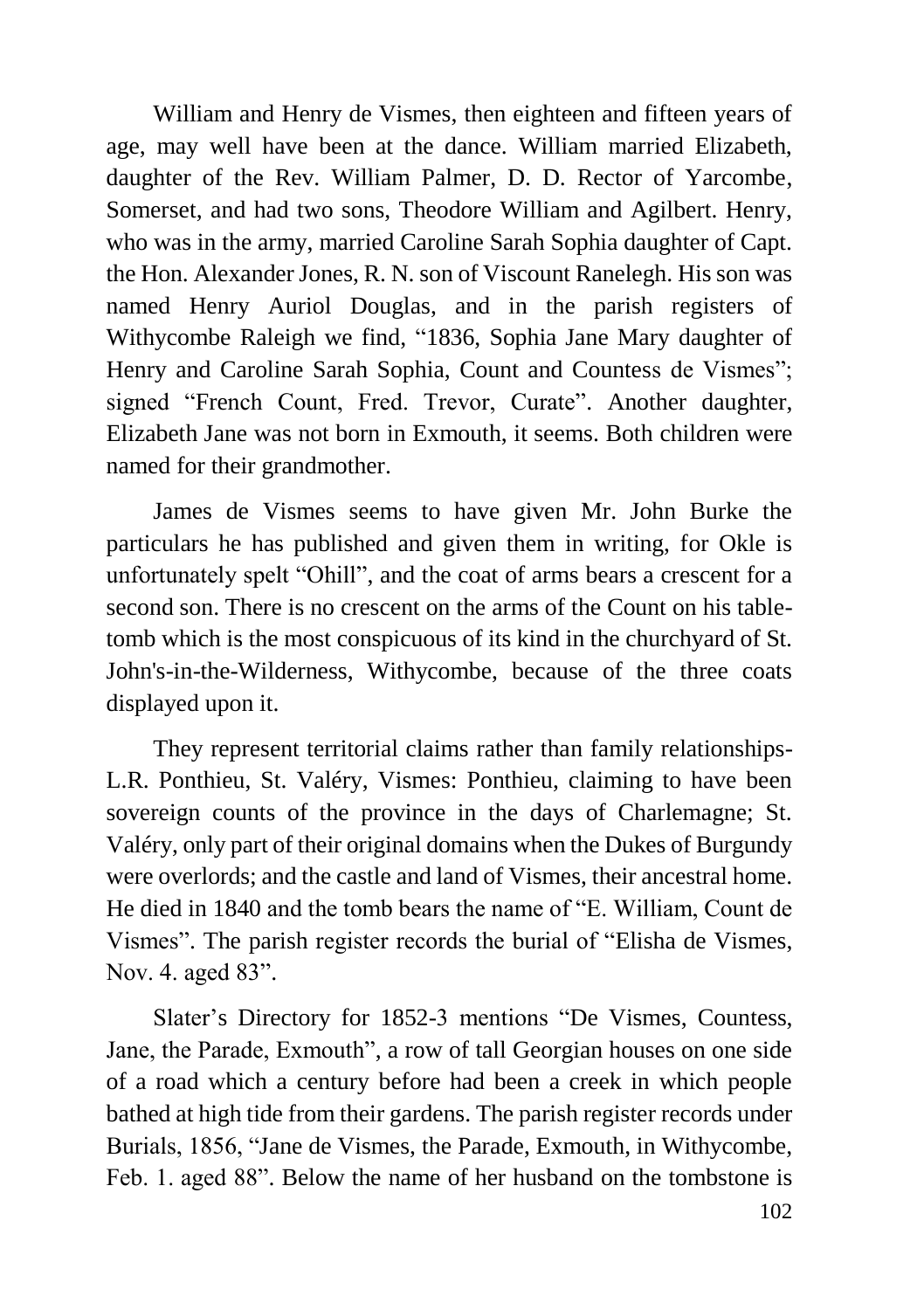William and Henry de Vismes, then eighteen and fifteen years of age, may well have been at the dance. William married Elizabeth, daughter of the Rev. William Palmer, D. D. Rector of Yarcombe, Somerset, and had two sons, Theodore William and Agilbert. Henry, who was in the army, married Caroline Sarah Sophia daughter of Capt. the Hon. Alexander Jones, R. N. son of Viscount Ranelegh. His son was named Henry Auriol Douglas, and in the parish registers of Withycombe Raleigh we find, "1836, Sophia Jane Mary daughter of Henry and Caroline Sarah Sophia, Count and Countess de Vismes"; signed "French Count, Fred. Trevor, Curate". Another daughter, Elizabeth Jane was not born in Exmouth, it seems. Both children were named for their grandmother.

James de Vismes seems to have given Mr. John Burke the particulars he has published and given them in writing, for Okle is unfortunately spelt "Ohill", and the coat of arms bears a crescent for a second son. There is no crescent on the arms of the Count on his table-tomb which is the most conspicuous of its kind in the churchyard of St. John's-in-the-Wilderness, Withycombe, because of the three coats displayed upon it.

They represent territorial claims rather than family relationships- L.R. Ponthieu, St. Valéry, Vismes: Ponthieu, claiming to have been sovereign counts of the province in the days of Charlemagne; St. Valéry, only part of their original domains when the Dukes of Burgundy were overlords; and the castle and land of Vismes, their ancestral home. He died in 1840 and the tomb bears the name of "E. William, Count de Vismes". The parish register records the burial of "Elisha de Vismes, Nov. 4. aged 83".

Slater's Directory for 1852-3 mentions "De Vismes, Countess, Jane, the Parade, Exmouth", a row of tall Georgian houses on one side of a road which a century before had been a creek in which people bathed at high tide from their gardens. The parish register records under Burials, 1856, "Jane de Vismes, the Parade, Exmouth, in Withycombe, Feb. 1. aged 88". Below the name of her husband on the tombstone is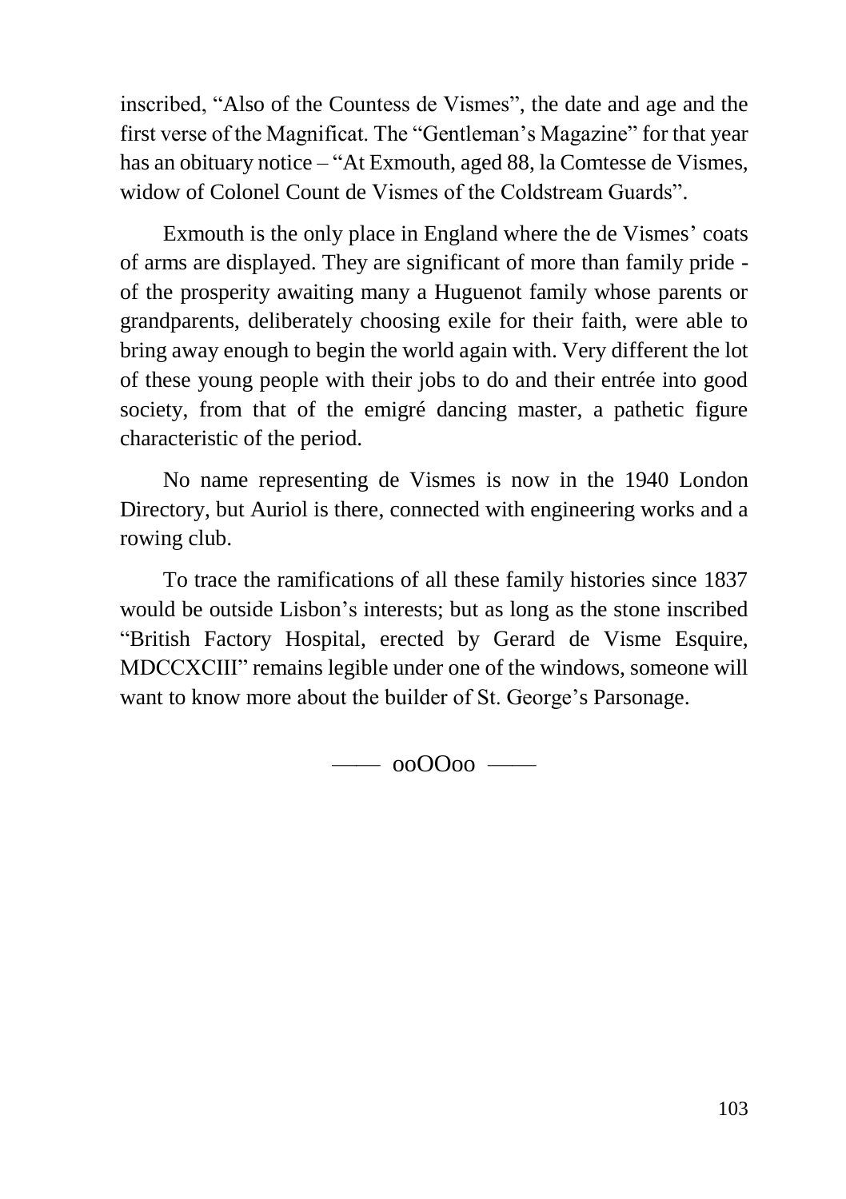inscribed, "Also of the Countess de Vismes", the date and age and the first verse of the Magnificat. The "Gentleman's Magazine" for that year has an obituary notice – "At Exmouth, aged 88, la Comtesse de Vismes, widow of Colonel Count de Vismes of the Coldstream Guards".

Exmouth is the only place in England where the de Vismes' coats of arms are displayed. They are significant of more than family pride - of the prosperity awaiting many a Huguenot family whose parents or grandparents, deliberately choosing exile for their faith, were able to bring away enough to begin the world again with. Very different the lot of these young people with their jobs to do and their entrée into good society, from that of the emigré dancing master, a pathetic figure characteristic of the period.

No name representing de Vismes is now in the 1940 London Directory, but Auriol is there, connected with engineering works and a rowing club.

To trace the ramifications of all these family histories since 1837 would be outside Lisbon's interests; but as long as the stone inscribed "British Factory Hospital, erected by Gerard de Visme Esquire, MDCCXCIII" remains legible under one of the windows, someone will want to know more about the builder of St. George's Parsonage.

—— ooOOoo ——